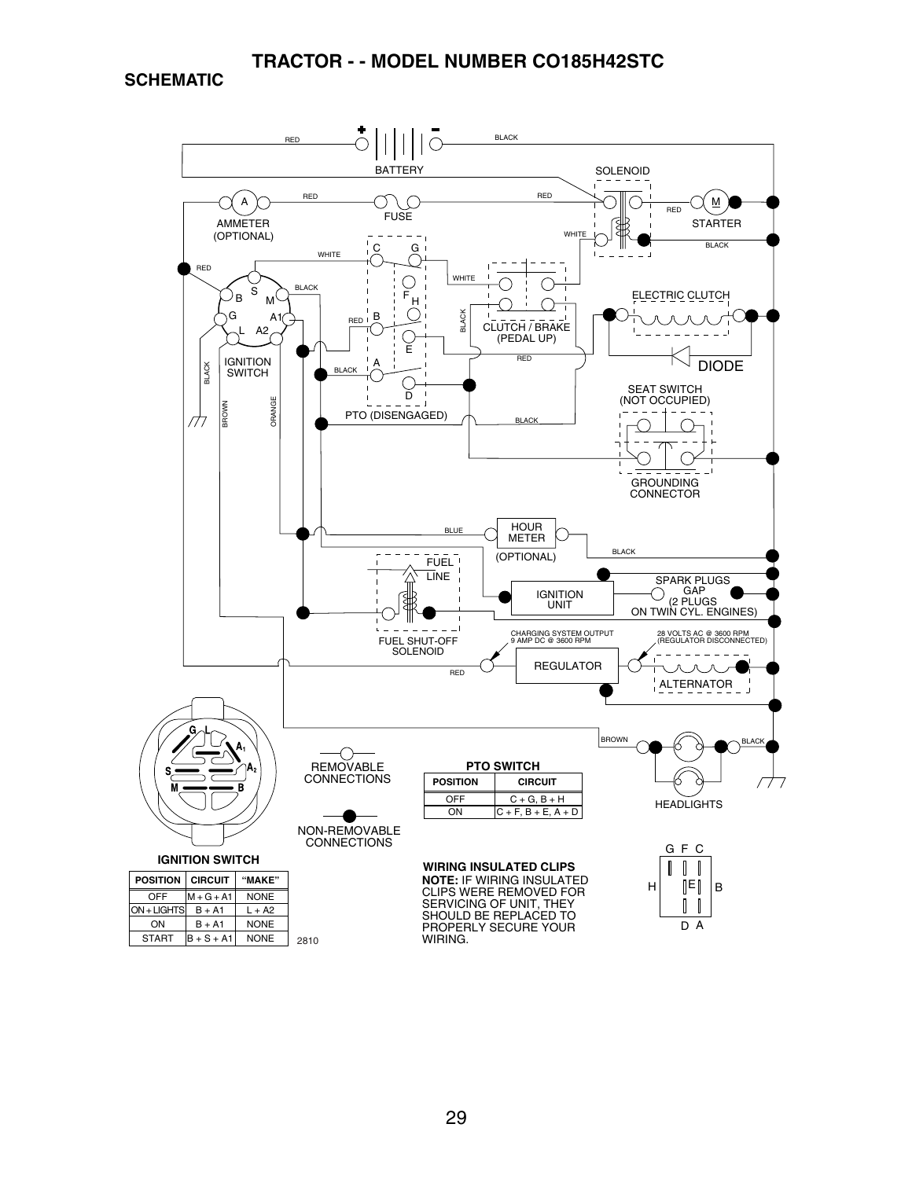# TRACTOR - - MODEL NUMBER CO185H42STC

## SCHEMATIC

BATTERY

SOLENOID

AMMETER (OPTIONAL)

FUSE

STARTER

IGNITION SWITCH

PTO (DISENGAGED)

CLUTCH / BRAKE (PEDAL UP)

ELECTRIC CLUTCH

DIODE

SEAT SWITCH (NOT OCCUPIED)

GROUNDING CONNECTOR

HOUR METER (OPTIONAL)

FUEL LINE

FUEL SHUT-OFF SOLENOID

IGNITION UNIT

SPARK PLUGS GAP (2 PLUGS ON TWIN CYL. ENGINES)

CHARGING SYSTEM OUTPUT 9 AMP DC @ 3600 RPM

28 VOLTS AC @ 3600 RPM (REGULATOR DISCONNECTED)

REGULATOR

ALTERNATOR

HEADLIGHTS

REMOVABLE CONNECTIONS

NON-REMOVABLE CONNECTIONS

**IGNITION SWITCH**

| POSITION | CIRCUIT | "MAKE" |
|---|---|---|
| OFF | M + G + A1 | NONE |
| ON + LIGHTS | B + A1 | L + A2 |
| ON | B + A1 | NONE |
| START | B + S + A1 | NONE |

2810

**PTO SWITCH**

| POSITION | CIRCUIT |
|---|---|
| OFF | C + G, B + H |
| ON | C + F, B + E, A + D |

**WIRING INSULATED CLIPS**

**NOTE:** IF WIRING INSULATED CLIPS WERE REMOVED FOR SERVICING OF UNIT, THEY SHOULD BE REPLACED TO PROPERLY SECURE YOUR WIRING.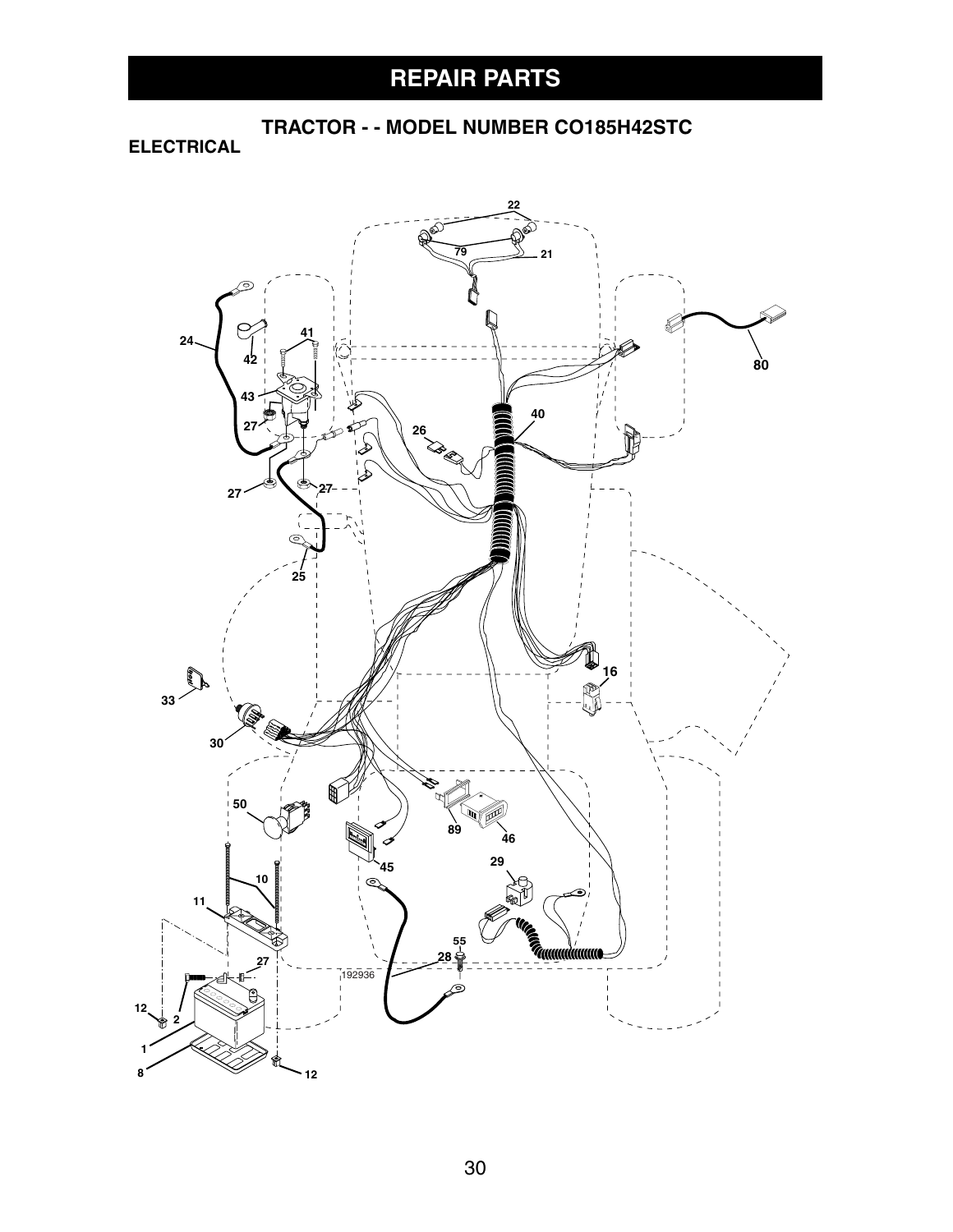# REPAIR PARTS

## TRACTOR - - MODEL NUMBER CO185H42STC

### ELECTRICAL

22

79

21

24

41

42

80

43

27

40

26

27

27

25

16

33

30

50

89

46

45

29

10

11

55

28

27

192936

12

2

1

8

12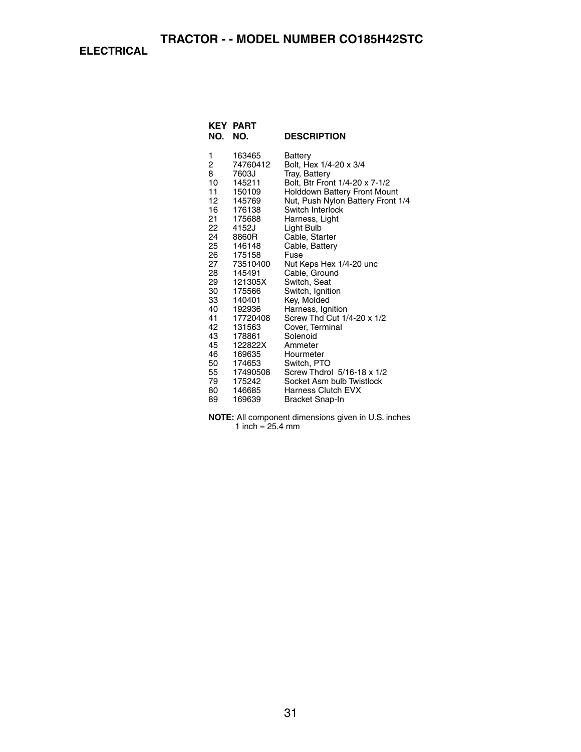# TRACTOR - - MODEL NUMBER CO185H42STC

## ELECTRICAL

| KEY NO. | PART NO. | DESCRIPTION |
|---|---|---|
| 1 | 163465 | Battery |
| 2 | 74760412 | Bolt, Hex 1/4-20 x 3/4 |
| 8 | 7603J | Tray, Battery |
| 10 | 145211 | Bolt, Btr Front 1/4-20 x 7-1/2 |
| 11 | 150109 | Holddown Battery Front Mount |
| 12 | 145769 | Nut, Push Nylon Battery Front 1/4 |
| 16 | 176138 | Switch Interlock |
| 21 | 175688 | Harness, Light |
| 22 | 4152J | Light Bulb |
| 24 | 8860R | Cable, Starter |
| 25 | 146148 | Cable, Battery |
| 26 | 175158 | Fuse |
| 27 | 73510400 | Nut Keps Hex 1/4-20 unc |
| 28 | 145491 | Cable, Ground |
| 29 | 121305X | Switch, Seat |
| 30 | 175566 | Switch, Ignition |
| 33 | 140401 | Key, Molded |
| 40 | 192936 | Harness, Ignition |
| 41 | 17720408 | Screw Thd Cut 1/4-20 x 1/2 |
| 42 | 131563 | Cover, Terminal |
| 43 | 178861 | Solenoid |
| 45 | 122822X | Ammeter |
| 46 | 169635 | Hourmeter |
| 50 | 174653 | Switch, PTO |
| 55 | 17490508 | Screw Thdrol 5/16-18 x 1/2 |
| 79 | 175242 | Socket Asm bulb Twistlock |
| 80 | 146685 | Harness Clutch EVX |
| 89 | 169639 | Bracket Snap-In |

**NOTE:** All component dimensions given in U.S. inches
1 inch = 25.4 mm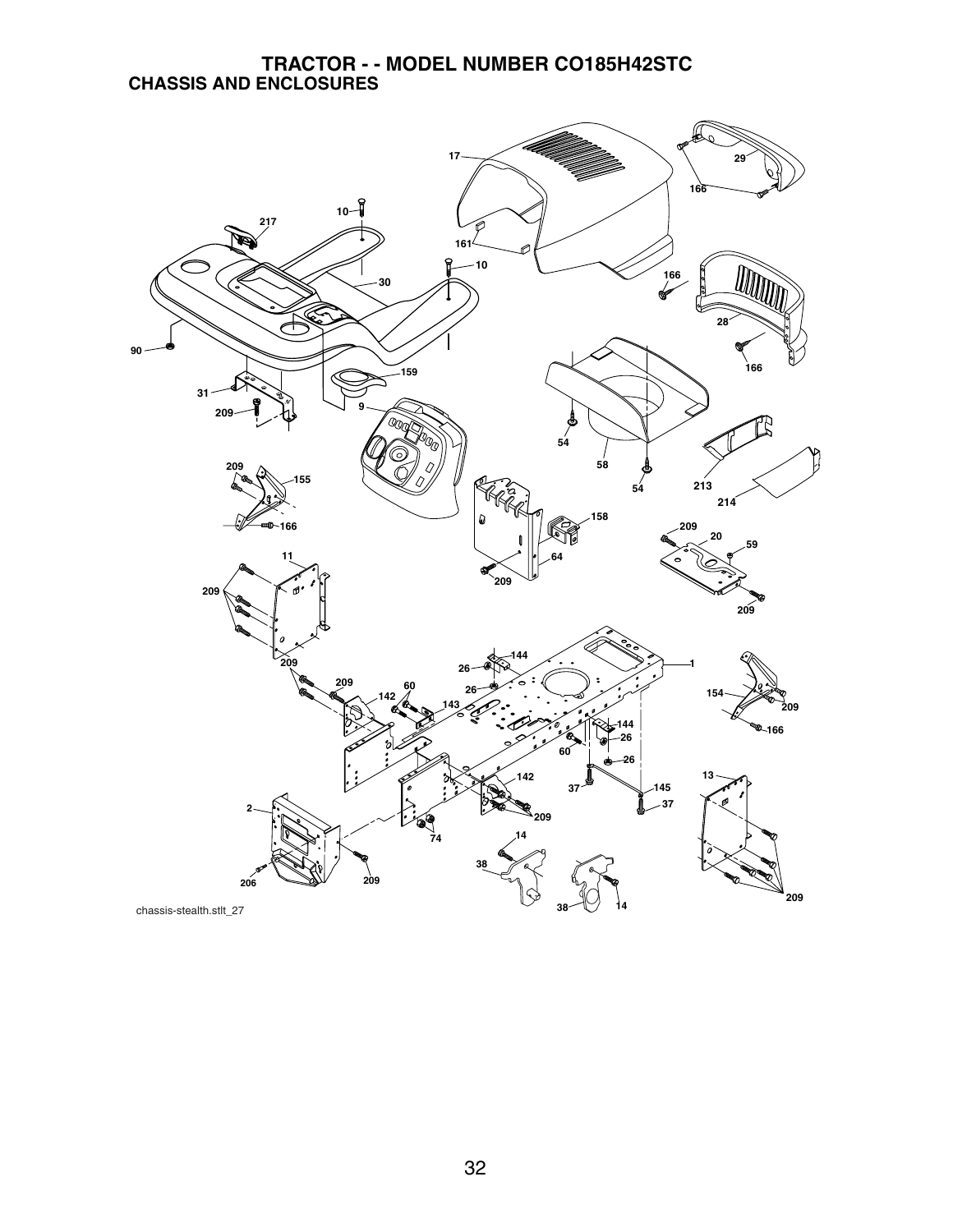# TRACTOR - - MODEL NUMBER CO185H42STC

## CHASSIS AND ENCLOSURES

17 29 166 10 217 161 10 166 30 28 90 166 159 31 209 9 54 58 54 213 214 209 155 166 158 209 20 59 11 64 209 209 209 209 144 1 26 26 209 60 142 143 154 209 144 166 26 60 26 13 142 37 145 37 2 209 74 14 38 206 209 38 14 209

chassis-stealth.stlt_27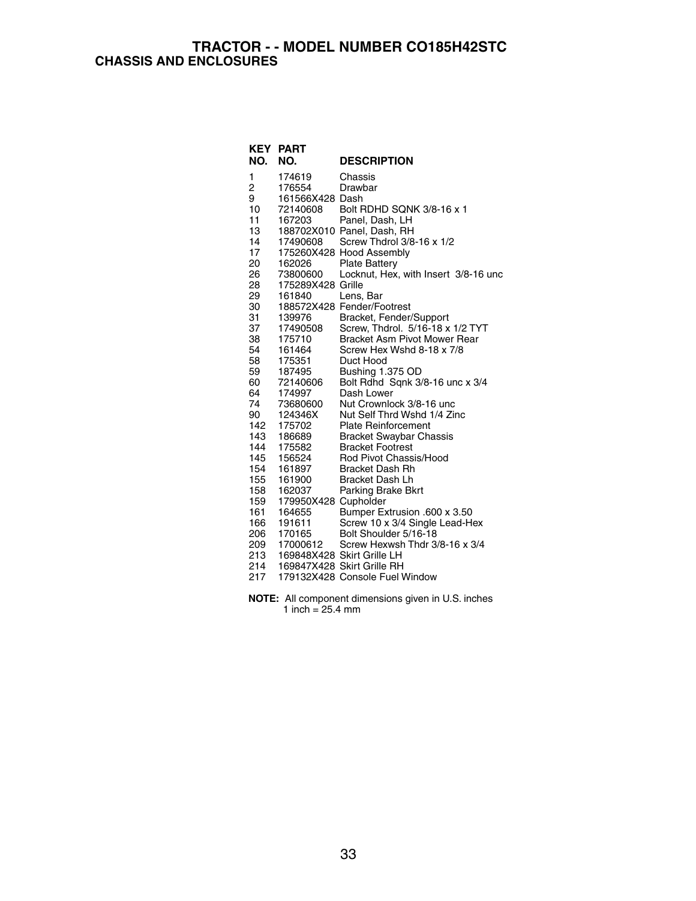# TRACTOR - - MODEL NUMBER CO185H42STC

## CHASSIS AND ENCLOSURES

| KEY NO. | PART NO. | DESCRIPTION |
|---|---|---|
| 1 | 174619 | Chassis |
| 2 | 176554 | Drawbar |
| 9 | 161566X428 | Dash |
| 10 | 72140608 | Bolt RDHD SQNK 3/8-16 x 1 |
| 11 | 167203 | Panel, Dash, LH |
| 13 | 188702X010 | Panel, Dash, RH |
| 14 | 17490608 | Screw Thdrol 3/8-16 x 1/2 |
| 17 | 175260X428 | Hood Assembly |
| 20 | 162026 | Plate Battery |
| 26 | 73800600 | Locknut, Hex, with Insert 3/8-16 unc |
| 28 | 175289X428 | Grille |
| 29 | 161840 | Lens, Bar |
| 30 | 188572X428 | Fender/Footrest |
| 31 | 139976 | Bracket, Fender/Support |
| 37 | 17490508 | Screw, Thdrol. 5/16-18 x 1/2 TYT |
| 38 | 175710 | Bracket Asm Pivot Mower Rear |
| 54 | 161464 | Screw Hex Wshd 8-18 x 7/8 |
| 58 | 175351 | Duct Hood |
| 59 | 187495 | Bushing 1.375 OD |
| 60 | 72140606 | Bolt Rdhd Sqnk 3/8-16 unc x 3/4 |
| 64 | 174997 | Dash Lower |
| 74 | 73680600 | Nut Crownlock 3/8-16 unc |
| 90 | 124346X | Nut Self Thrd Wshd 1/4 Zinc |
| 142 | 175702 | Plate Reinforcement |
| 143 | 186689 | Bracket Swaybar Chassis |
| 144 | 175582 | Bracket Footrest |
| 145 | 156524 | Rod Pivot Chassis/Hood |
| 154 | 161897 | Bracket Dash Rh |
| 155 | 161900 | Bracket Dash Lh |
| 158 | 162037 | Parking Brake Bkrt |
| 159 | 179950X428 | Cupholder |
| 161 | 164655 | Bumper Extrusion .600 x 3.50 |
| 166 | 191611 | Screw 10 x 3/4 Single Lead-Hex |
| 206 | 170165 | Bolt Shoulder 5/16-18 |
| 209 | 17000612 | Screw Hexwsh Thdr 3/8-16 x 3/4 |
| 213 | 169848X428 | Skirt Grille LH |
| 214 | 169847X428 | Skirt Grille RH |
| 217 | 179132X428 | Console Fuel Window |

**NOTE:** All component dimensions given in U.S. inches
1 inch = 25.4 mm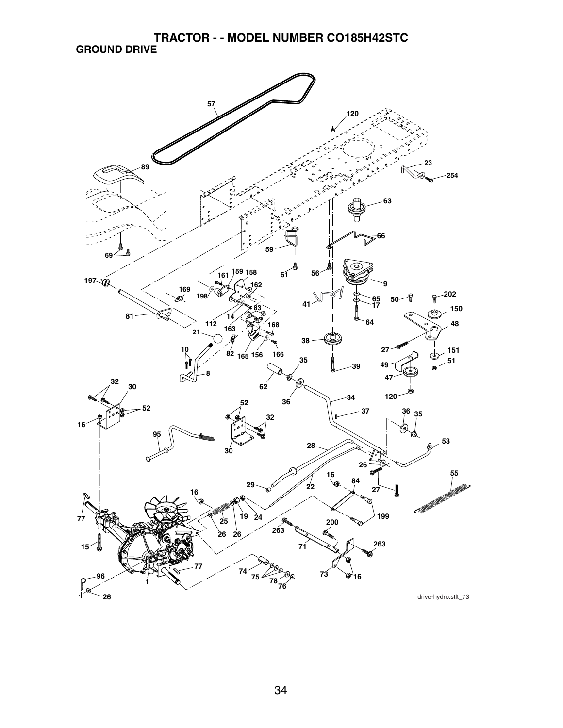# TRACTOR - - MODEL NUMBER CO185H42STC

## GROUND DRIVE

57, 120, 89, 23, 254, 63, 66, 59, 69, 61, 56, 9, 197, 161, 159, 158, 162, 169, 198, 41, 65, 17, 50, 202, 150, 83, 81, 14, 112, 64, 48, 163, 168, 21, 38, 27, 82, 165, 156, 166, 151, 10, 35, 49, 51, 39, 8, 47, 32, 30, 62, 36, 34, 120, 52, 52, 37, 36, 35, 16, 32, 95, 30, 28, 53, 26, 16, 84, 55, 29, 22, 27, 16, 19, 24, 199, 77, 25, 200, 26, 26, 263, 15, 71, 263, 77, 74, 96, 75, 78, 73, 16, 1, 76, 26

drive-hydro.stlt_73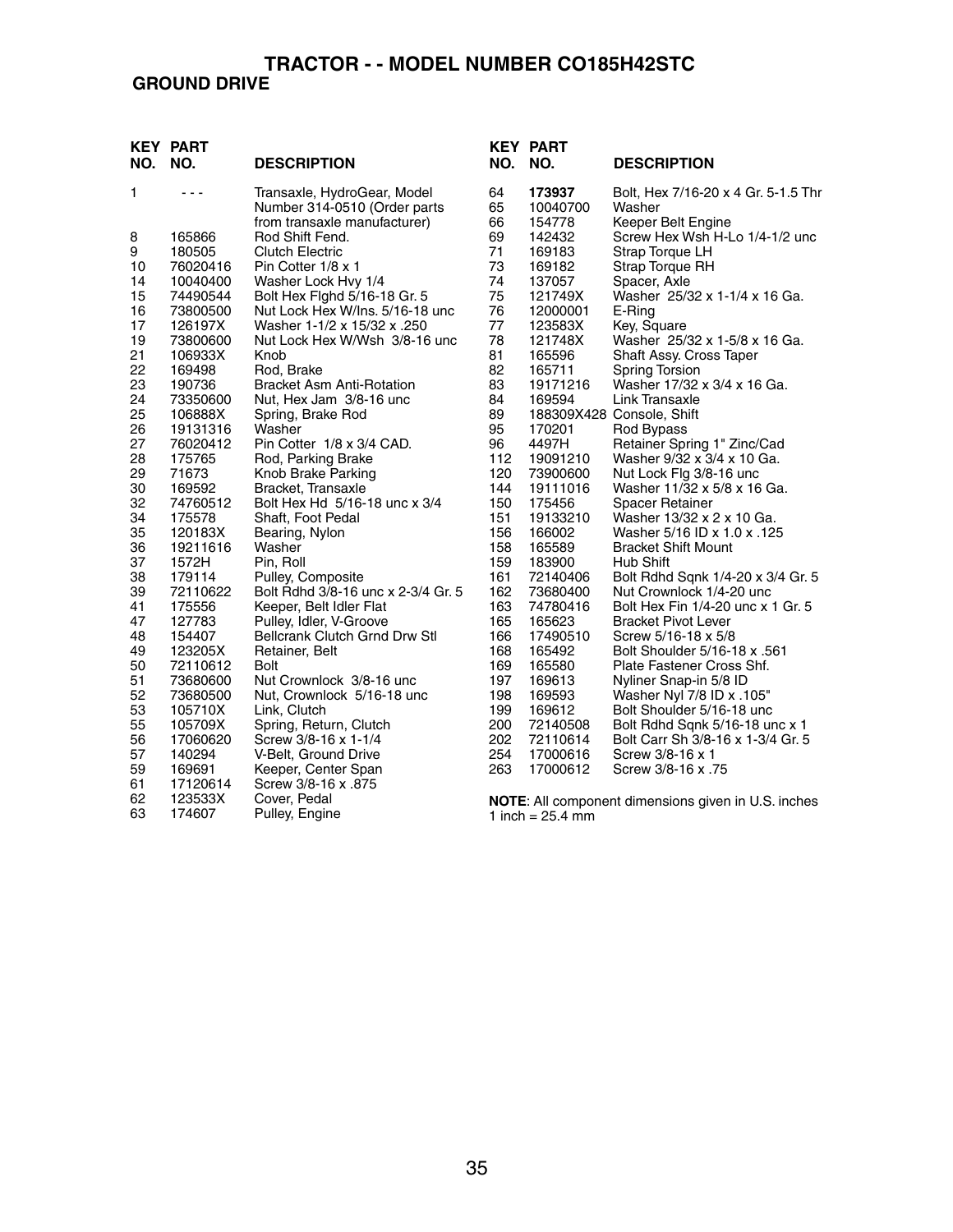# TRACTOR - - MODEL NUMBER CO185H42STC

## GROUND DRIVE

| KEY NO. | PART NO. | DESCRIPTION |
|---|---|---|
| 1 | - - - | Transaxle, HydroGear, Model Number 314-0510 (Order parts from transaxle manufacturer) |
| 8 | 165866 | Rod Shift Fend. |
| 9 | 180505 | Clutch Electric |
| 10 | 76020416 | Pin Cotter 1/8 x 1 |
| 14 | 10040400 | Washer Lock Hvy 1/4 |
| 15 | 74490544 | Bolt Hex Flghd 5/16-18 Gr. 5 |
| 16 | 73800500 | Nut Lock Hex W/Ins. 5/16-18 unc |
| 17 | 126197X | Washer 1-1/2 x 15/32 x .250 |
| 19 | 73800600 | Nut Lock Hex W/Wsh 3/8-16 unc |
| 21 | 106933X | Knob |
| 22 | 169498 | Rod, Brake |
| 23 | 190736 | Bracket Asm Anti-Rotation |
| 24 | 73350600 | Nut, Hex Jam 3/8-16 unc |
| 25 | 106888X | Spring, Brake Rod |
| 26 | 19131316 | Washer |
| 27 | 76020412 | Pin Cotter 1/8 x 3/4 CAD. |
| 28 | 175765 | Rod, Parking Brake |
| 29 | 71673 | Knob Brake Parking |
| 30 | 169592 | Bracket, Transaxle |
| 32 | 74760512 | Bolt Hex Hd 5/16-18 unc x 3/4 |
| 34 | 175578 | Shaft, Foot Pedal |
| 35 | 120183X | Bearing, Nylon |
| 36 | 19211616 | Washer |
| 37 | 1572H | Pin, Roll |
| 38 | 179114 | Pulley, Composite |
| 39 | 72110622 | Bolt Rdhd 3/8-16 unc x 2-3/4 Gr. 5 |
| 41 | 175556 | Keeper, Belt Idler Flat |
| 47 | 127783 | Pulley, Idler, V-Groove |
| 48 | 154407 | Bellcrank Clutch Grnd Drw Stl |
| 49 | 123205X | Retainer, Belt |
| 50 | 72110612 | Bolt |
| 51 | 73680600 | Nut Crownlock 3/8-16 unc |
| 52 | 73680500 | Nut, Crownlock 5/16-18 unc |
| 53 | 105710X | Link, Clutch |
| 55 | 105709X | Spring, Return, Clutch |
| 56 | 17060620 | Screw 3/8-16 x 1-1/4 |
| 57 | 140294 | V-Belt, Ground Drive |
| 59 | 169691 | Keeper, Center Span |
| 61 | 17120614 | Screw 3/8-16 x .875 |
| 62 | 123533X | Cover, Pedal |
| 63 | 174607 | Pulley, Engine |
| 64 | **173937** | Bolt, Hex 7/16-20 x 4 Gr. 5-1.5 Thr |
| 65 | 10040700 | Washer |
| 66 | 154778 | Keeper Belt Engine |
| 69 | 142432 | Screw Hex Wsh H-Lo 1/4-1/2 unc |
| 71 | 169183 | Strap Torque LH |
| 73 | 169182 | Strap Torque RH |
| 74 | 137057 | Spacer, Axle |
| 75 | 121749X | Washer 25/32 x 1-1/4 x 16 Ga. |
| 76 | 12000001 | E-Ring |
| 77 | 123583X | Key, Square |
| 78 | 121748X | Washer 25/32 x 1-5/8 x 16 Ga. |
| 81 | 165596 | Shaft Assy. Cross Taper |
| 82 | 165711 | Spring Torsion |
| 83 | 19171216 | Washer 17/32 x 3/4 x 16 Ga. |
| 84 | 169594 | Link Transaxle |
| 89 | 188309X428 | Console, Shift |
| 95 | 170201 | Rod Bypass |
| 96 | 4497H | Retainer Spring 1" Zinc/Cad |
| 112 | 19091210 | Washer 9/32 x 3/4 x 10 Ga. |
| 120 | 73900600 | Nut Lock Flg 3/8-16 unc |
| 144 | 19111016 | Washer 11/32 x 5/8 x 16 Ga. |
| 150 | 175456 | Spacer Retainer |
| 151 | 19133210 | Washer 13/32 x 2 x 10 Ga. |
| 156 | 166002 | Washer 5/16 ID x 1.0 x .125 |
| 158 | 165589 | Bracket Shift Mount |
| 159 | 183900 | Hub Shift |
| 161 | 72140406 | Bolt Rdhd Sqnk 1/4-20 x 3/4 Gr. 5 |
| 162 | 73680400 | Nut Crownlock 1/4-20 unc |
| 163 | 74780416 | Bolt Hex Fin 1/4-20 unc x 1 Gr. 5 |
| 165 | 165623 | Bracket Pivot Lever |
| 166 | 17490510 | Screw 5/16-18 x 5/8 |
| 168 | 165492 | Bolt Shoulder 5/16-18 x .561 |
| 169 | 165580 | Plate Fastener Cross Shf. |
| 197 | 169613 | Nyliner Snap-in 5/8 ID |
| 198 | 169593 | Washer Nyl 7/8 ID x .105" |
| 199 | 169612 | Bolt Shoulder 5/16-18 unc |
| 200 | 72140508 | Bolt Rdhd Sqnk 5/16-18 unc x 1 |
| 202 | 72110614 | Bolt Carr Sh 3/8-16 x 1-3/4 Gr. 5 |
| 254 | 17000616 | Screw 3/8-16 x 1 |
| 263 | 17000612 | Screw 3/8-16 x .75 |

**NOTE**: All component dimensions given in U.S. inches
1 inch = 25.4 mm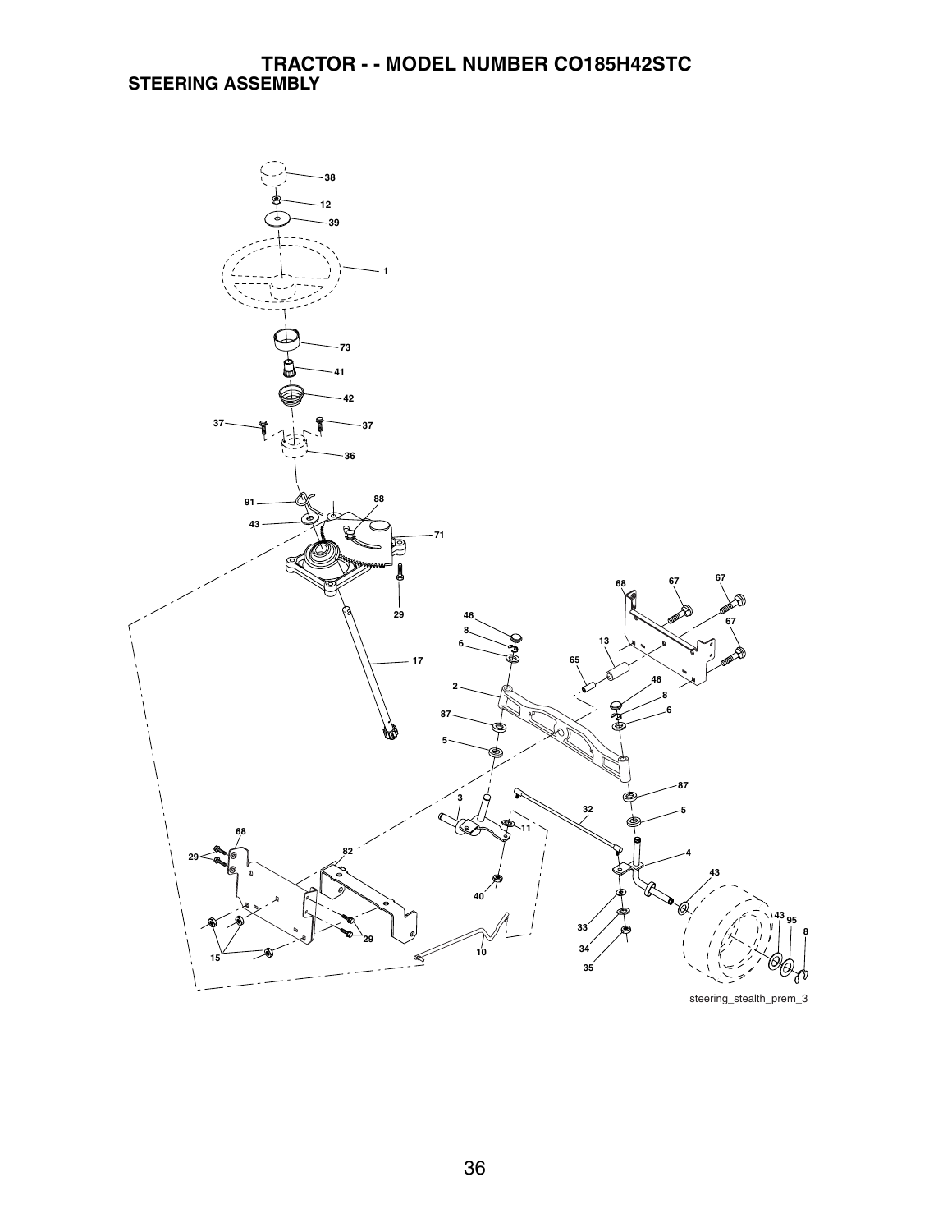# TRACTOR - - MODEL NUMBER CO185H42STC

## STEERING ASSEMBLY

38
12
39
1
73
41
42
37
37
36
91
88
43
71
29
17
68
67
67
67
46
8
6
13
65
46
8
6
2
87
5
87
3
32
5
11
68
29
82
4
43
40
43
95
8
33
29
34
15
10
35

steering_stealth_prem_3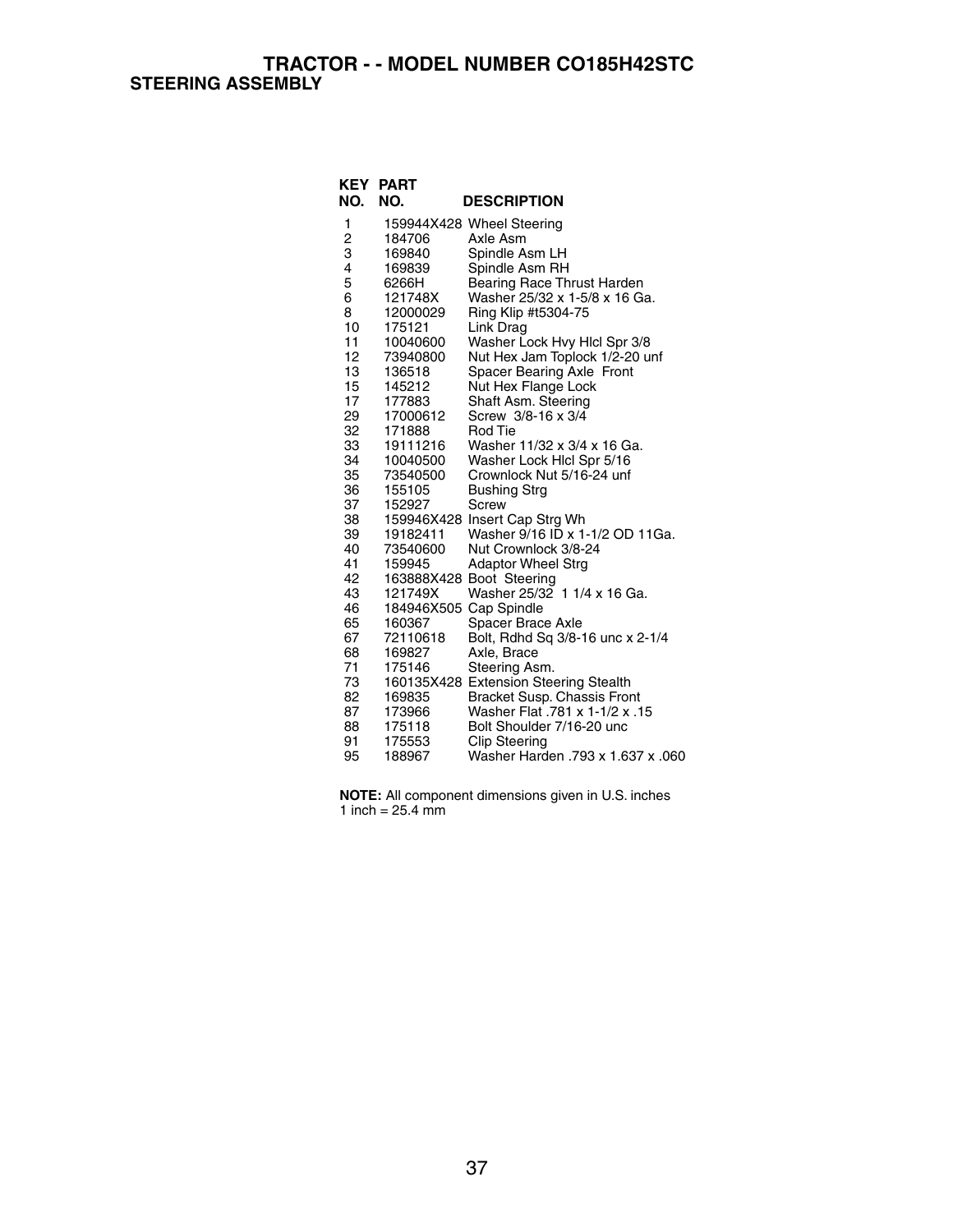# TRACTOR - - MODEL NUMBER CO185H42STC

## STEERING ASSEMBLY

| KEY NO. | PART NO. | DESCRIPTION |
|---|---|---|
| 1 | 159944X428 | Wheel Steering |
| 2 | 184706 | Axle Asm |
| 3 | 169840 | Spindle Asm LH |
| 4 | 169839 | Spindle Asm RH |
| 5 | 6266H | Bearing Race Thrust Harden |
| 6 | 121748X | Washer 25/32 x 1-5/8 x 16 Ga. |
| 8 | 12000029 | Ring Klip #t5304-75 |
| 10 | 175121 | Link Drag |
| 11 | 10040600 | Washer Lock Hvy Hlcl Spr 3/8 |
| 12 | 73940800 | Nut Hex Jam Toplock 1/2-20 unf |
| 13 | 136518 | Spacer Bearing Axle Front |
| 15 | 145212 | Nut Hex Flange Lock |
| 17 | 177883 | Shaft Asm. Steering |
| 29 | 17000612 | Screw 3/8-16 x 3/4 |
| 32 | 171888 | Rod Tie |
| 33 | 19111216 | Washer 11/32 x 3/4 x 16 Ga. |
| 34 | 10040500 | Washer Lock Hlcl Spr 5/16 |
| 35 | 73540500 | Crownlock Nut 5/16-24 unf |
| 36 | 155105 | Bushing Strg |
| 37 | 152927 | Screw |
| 38 | 159946X428 | Insert Cap Strg Wh |
| 39 | 19182411 | Washer 9/16 ID x 1-1/2 OD 11Ga. |
| 40 | 73540600 | Nut Crownlock 3/8-24 |
| 41 | 159945 | Adaptor Wheel Strg |
| 42 | 163888X428 | Boot Steering |
| 43 | 121749X | Washer 25/32 1 1/4 x 16 Ga. |
| 46 | 184946X505 | Cap Spindle |
| 65 | 160367 | Spacer Brace Axle |
| 67 | 72110618 | Bolt, Rdhd Sq 3/8-16 unc x 2-1/4 |
| 68 | 169827 | Axle, Brace |
| 71 | 175146 | Steering Asm. |
| 73 | 160135X428 | Extension Steering Stealth |
| 82 | 169835 | Bracket Susp. Chassis Front |
| 87 | 173966 | Washer Flat .781 x 1-1/2 x .15 |
| 88 | 175118 | Bolt Shoulder 7/16-20 unc |
| 91 | 175553 | Clip Steering |
| 95 | 188967 | Washer Harden .793 x 1.637 x .060 |

**NOTE:** All component dimensions given in U.S. inches
1 inch = 25.4 mm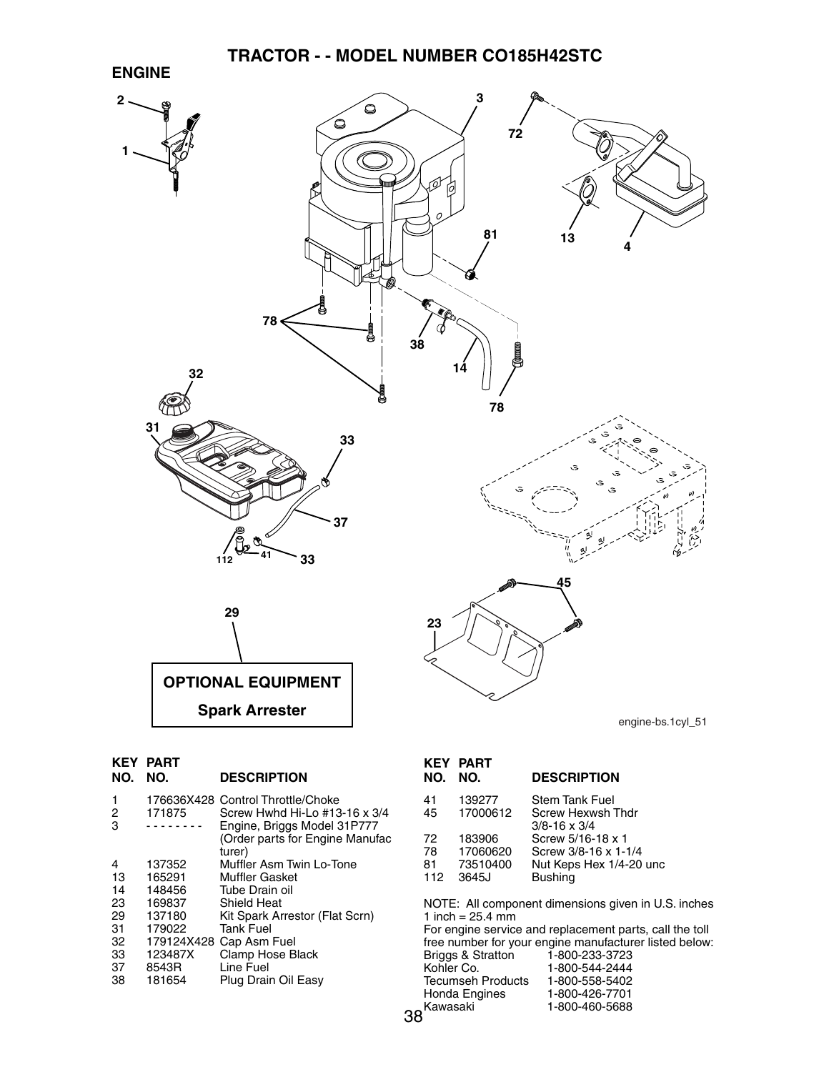# TRACTOR - - MODEL NUMBER CO185H42STC

## ENGINE

OPTIONAL EQUIPMENT

Spark Arrester

engine-bs.1cyl_51

| KEY NO. | PART NO. | DESCRIPTION |
|---|---|---|
| 1 | 176636X428 | Control Throttle/Choke |
| 2 | 171875 | Screw Hwhd Hi-Lo #13-16 x 3/4 |
| 3 | - - - - - - - - | Engine, Briggs Model 31P777 (Order parts for Engine Manufacturer) |
| 4 | 137352 | Muffler Asm Twin Lo-Tone |
| 13 | 165291 | Muffler Gasket |
| 14 | 148456 | Tube Drain oil |
| 23 | 169837 | Shield Heat |
| 29 | 137180 | Kit Spark Arrestor (Flat Scrn) |
| 31 | 179022 | Tank Fuel |
| 32 | 179124X428 | Cap Asm Fuel |
| 33 | 123487X | Clamp Hose Black |
| 37 | 8543R | Line Fuel |
| 38 | 181654 | Plug Drain Oil Easy |
| 41 | 139277 | Stem Tank Fuel |
| 45 | 17000612 | Screw Hexwsh Thdr 3/8-16 x 3/4 |
| 72 | 183906 | Screw 5/16-18 x 1 |
| 78 | 17060620 | Screw 3/8-16 x 1-1/4 |
| 81 | 73510400 | Nut Keps Hex 1/4-20 unc |
| 112 | 3645J | Bushing |

NOTE: All component dimensions given in U.S. inches
1 inch = 25.4 mm

For engine service and replacement parts, call the toll free number for your engine manufacturer listed below:

| Manufacturer | Phone |
|---|---|
| Briggs & Stratton | 1-800-233-3723 |
| Kohler Co. | 1-800-544-2444 |
| Tecumseh Products | 1-800-558-5402 |
| Honda Engines | 1-800-426-7701 |
| Kawasaki | 1-800-460-5688 |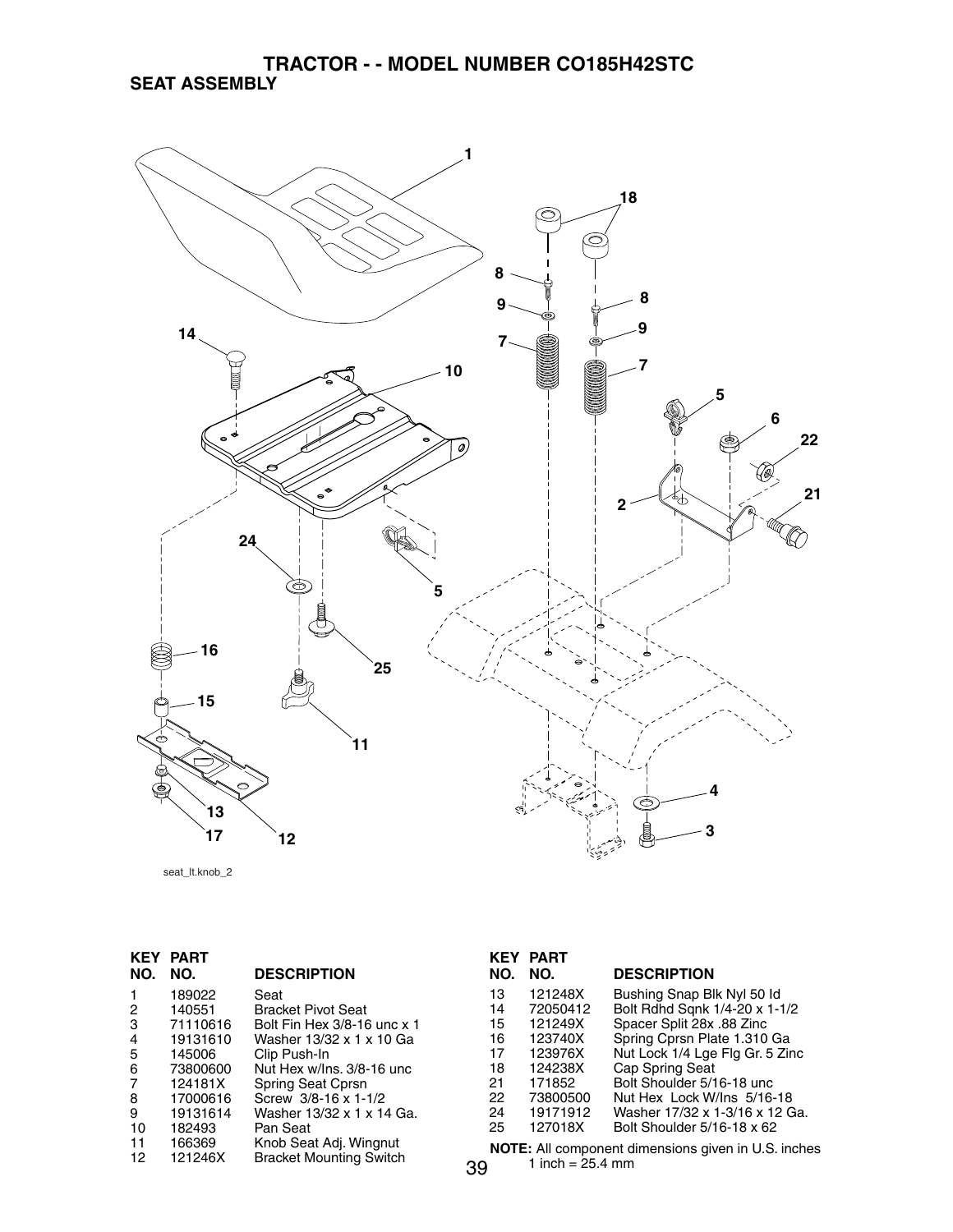# TRACTOR - - MODEL NUMBER CO185H42STC

## SEAT ASSEMBLY

seat_lt.knob_2

| KEY NO. | PART NO. | DESCRIPTION |
|---|---|---|
| 1 | 189022 | Seat |
| 2 | 140551 | Bracket Pivot Seat |
| 3 | 71110616 | Bolt Fin Hex 3/8-16 unc x 1 |
| 4 | 19131610 | Washer 13/32 x 1 x 10 Ga |
| 5 | 145006 | Clip Push-In |
| 6 | 73800600 | Nut Hex w/Ins. 3/8-16 unc |
| 7 | 124181X | Spring Seat Cprsn |
| 8 | 17000616 | Screw 3/8-16 x 1-1/2 |
| 9 | 19131614 | Washer 13/32 x 1 x 14 Ga. |
| 10 | 182493 | Pan Seat |
| 11 | 166369 | Knob Seat Adj. Wingnut |
| 12 | 121246X | Bracket Mounting Switch |
| 13 | 121248X | Bushing Snap Blk Nyl 50 Id |
| 14 | 72050412 | Bolt Rdhd Sqnk 1/4-20 x 1-1/2 |
| 15 | 121249X | Spacer Split 28x .88 Zinc |
| 16 | 123740X | Spring Cprsn Plate 1.310 Ga |
| 17 | 123976X | Nut Lock 1/4 Lge Flg Gr. 5 Zinc |
| 18 | 124238X | Cap Spring Seat |
| 21 | 171852 | Bolt Shoulder 5/16-18 unc |
| 22 | 73800500 | Nut Hex Lock W/Ins 5/16-18 |
| 24 | 19171912 | Washer 17/32 x 1-3/16 x 12 Ga. |
| 25 | 127018X | Bolt Shoulder 5/16-18 x 62 |

**NOTE:** All component dimensions given in U.S. inches
1 inch = 25.4 mm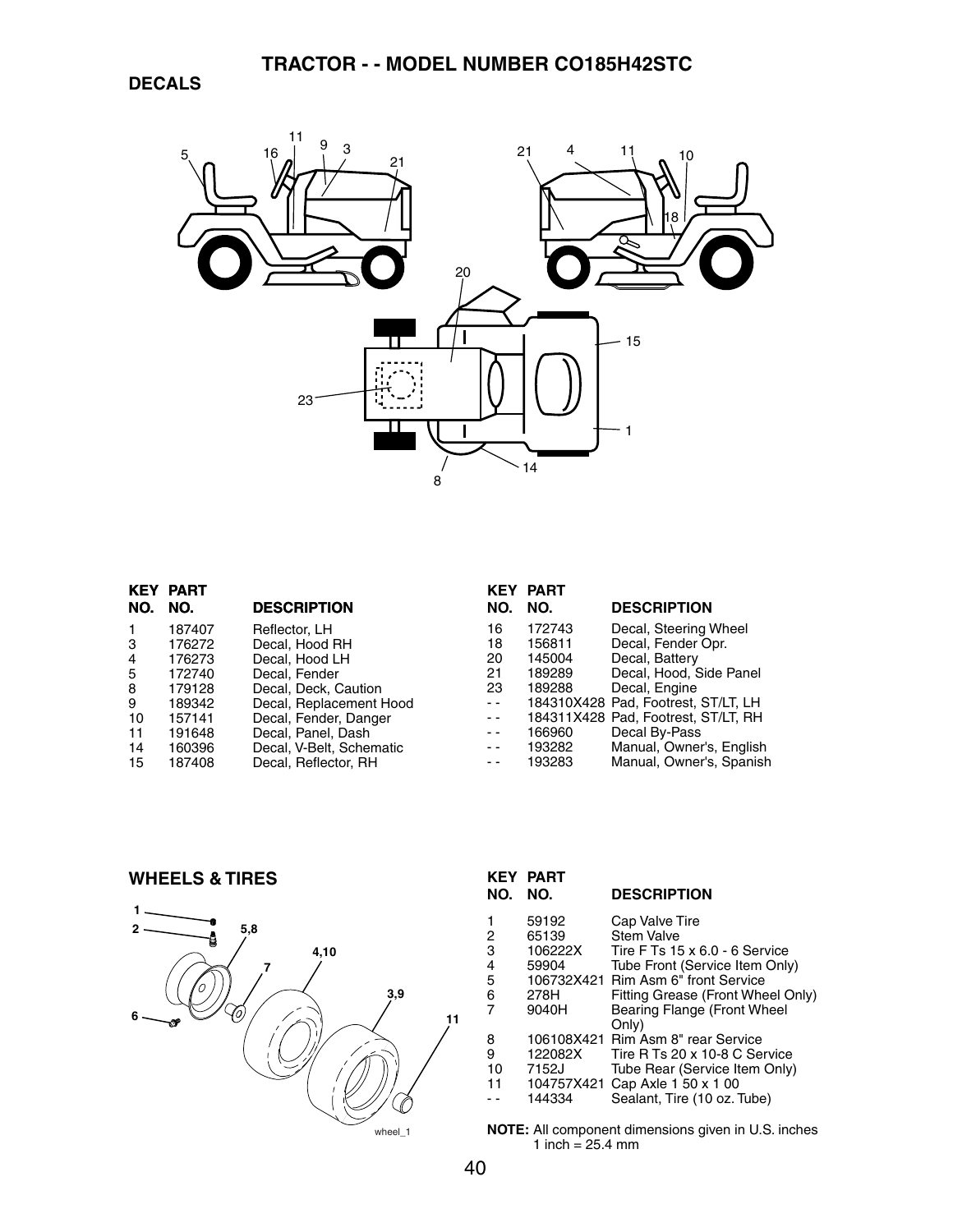# TRACTOR - - MODEL NUMBER CO185H42STC

## DECALS

| KEY NO. | PART NO. | DESCRIPTION |
|---|---|---|
| 1 | 187407 | Reflector, LH |
| 3 | 176272 | Decal, Hood RH |
| 4 | 176273 | Decal, Hood LH |
| 5 | 172740 | Decal, Fender |
| 8 | 179128 | Decal, Deck, Caution |
| 9 | 189342 | Decal, Replacement Hood |
| 10 | 157141 | Decal, Fender, Danger |
| 11 | 191648 | Decal, Panel, Dash |
| 14 | 160396 | Decal, V-Belt, Schematic |
| 15 | 187408 | Decal, Reflector, RH |
| 16 | 172743 | Decal, Steering Wheel |
| 18 | 156811 | Decal, Fender Opr. |
| 20 | 145004 | Decal, Battery |
| 21 | 189289 | Decal, Hood, Side Panel |
| 23 | 189288 | Decal, Engine |
| - - | 184310X428 | Pad, Footrest, ST/LT, LH |
| - - | 184311X428 | Pad, Footrest, ST/LT, RH |
| - - | 166960 | Decal By-Pass |
| - - | 193282 | Manual, Owner's, English |
| - - | 193283 | Manual, Owner's, Spanish |

## WHEELS & TIRES

| KEY NO. | PART NO. | DESCRIPTION |
|---|---|---|
| 1 | 59192 | Cap Valve Tire |
| 2 | 65139 | Stem Valve |
| 3 | 106222X | Tire F Ts 15 x 6.0 - 6 Service |
| 4 | 59904 | Tube Front (Service Item Only) |
| 5 | 106732X421 | Rim Asm 6" front Service |
| 6 | 278H | Fitting Grease (Front Wheel Only) |
| 7 | 9040H | Bearing Flange (Front Wheel Only) |
| 8 | 106108X421 | Rim Asm 8" rear Service |
| 9 | 122082X | Tire R Ts 20 x 10-8 C Service |
| 10 | 7152J | Tube Rear (Service Item Only) |
| 11 | 104757X421 | Cap Axle 1 50 x 1 00 |
| - - | 144334 | Sealant, Tire (10 oz. Tube) |

**NOTE:** All component dimensions given in U.S. inches
1 inch = 25.4 mm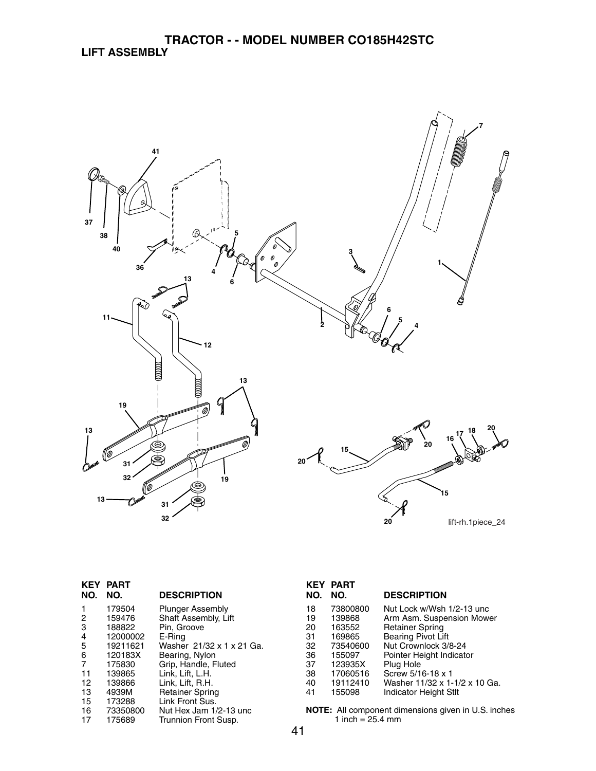# TRACTOR - - MODEL NUMBER CO185H42STC

## LIFT ASSEMBLY

lift-rh.1piece_24

| KEY NO. | PART NO. | DESCRIPTION |
|---|---|---|
| 1 | 179504 | Plunger Assembly |
| 2 | 159476 | Shaft Assembly, Lift |
| 3 | 188822 | Pin, Groove |
| 4 | 12000002 | E-Ring |
| 5 | 19211621 | Washer 21/32 x 1 x 21 Ga. |
| 6 | 120183X | Bearing, Nylon |
| 7 | 175830 | Grip, Handle, Fluted |
| 11 | 139865 | Link, Lift, L.H. |
| 12 | 139866 | Link, Lift, R.H. |
| 13 | 4939M | Retainer Spring |
| 15 | 173288 | Link Front Sus. |
| 16 | 73350800 | Nut Hex Jam 1/2-13 unc |
| 17 | 175689 | Trunnion Front Susp. |
| 18 | 73800800 | Nut Lock w/Wsh 1/2-13 unc |
| 19 | 139868 | Arm Asm. Suspension Mower |
| 20 | 163552 | Retainer Spring |
| 31 | 169865 | Bearing Pivot Lift |
| 32 | 73540600 | Nut Crownlock 3/8-24 |
| 36 | 155097 | Pointer Height Indicator |
| 37 | 123935X | Plug Hole |
| 38 | 17060516 | Screw 5/16-18 x 1 |
| 40 | 19112410 | Washer 11/32 x 1-1/2 x 10 Ga. |
| 41 | 155098 | Indicator Height Stlt |

**NOTE:** All component dimensions given in U.S. inches
1 inch = 25.4 mm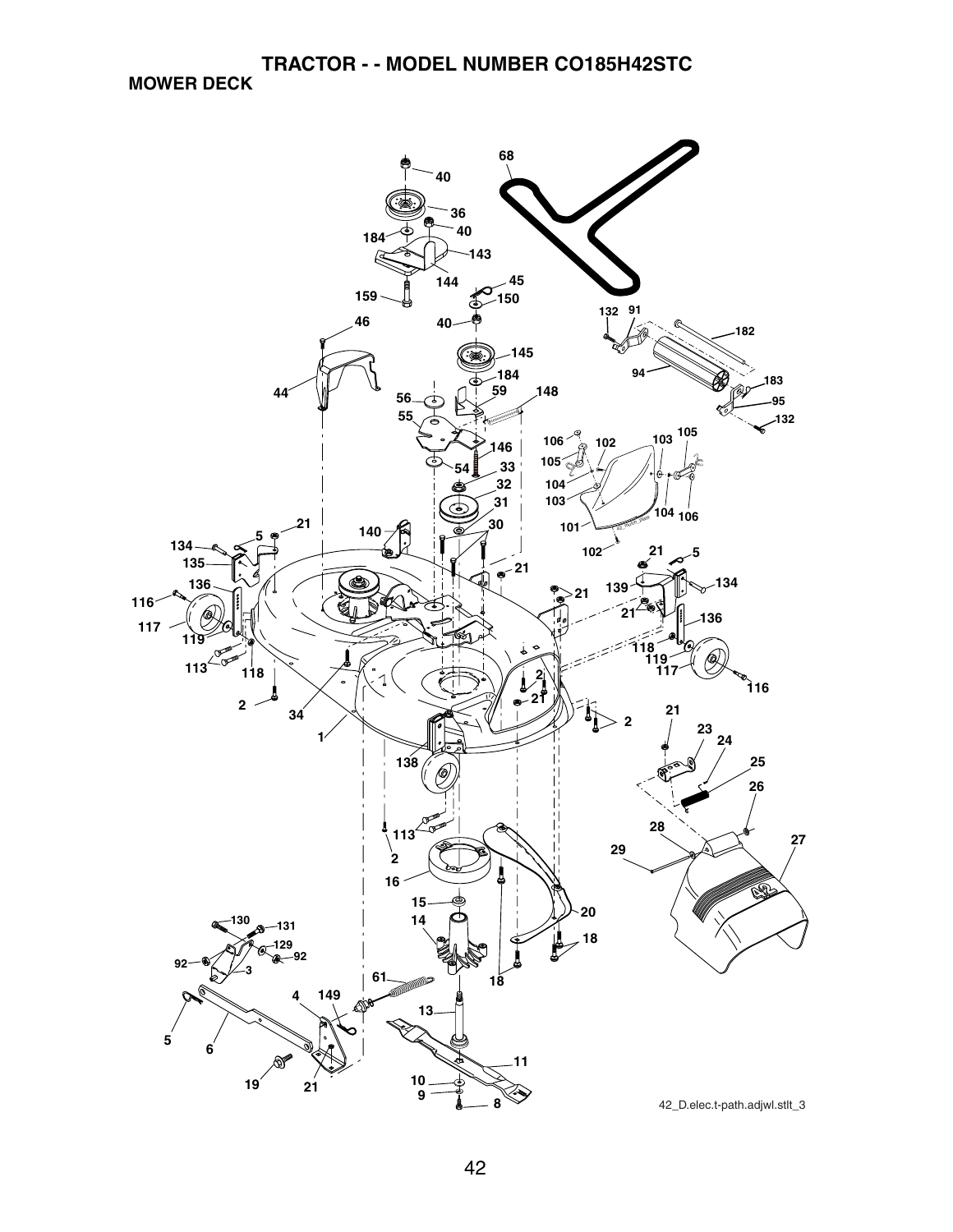# TRACTOR - - MODEL NUMBER CO185H42STC

## MOWER DECK

42_D.elec.t-path.adjwl.stlt_3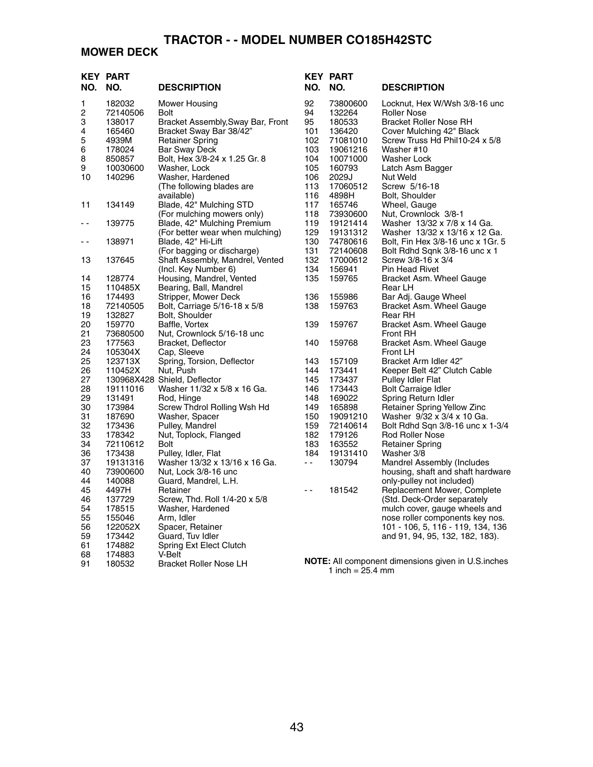# TRACTOR - - MODEL NUMBER CO185H42STC

## MOWER DECK

| KEY NO. | PART NO. | DESCRIPTION |
|---|---|---|
| 1 | 182032 | Mower Housing |
| 2 | 72140506 | Bolt |
| 3 | 138017 | Bracket Assembly,Sway Bar, Front |
| 4 | 165460 | Bracket Sway Bar 38/42" |
| 5 | 4939M | Retainer Spring |
| 6 | 178024 | Bar Sway Deck |
| 8 | 850857 | Bolt, Hex 3/8-24 x 1.25 Gr. 8 |
| 9 | 10030600 | Washer, Lock |
| 10 | 140296 | Washer, Hardened |
| | | (The following blades are available) |
| 11 | 134149 | Blade, 42" Mulching STD (For mulching mowers only) |
| - - | 139775 | Blade, 42" Mulching Premium (For better wear when mulching) |
| - - | 138971 | Blade, 42" Hi-Lift (For bagging or discharge) |
| 13 | 137645 | Shaft Assembly, Mandrel, Vented (Incl. Key Number 6) |
| 14 | 128774 | Housing, Mandrel, Vented |
| 15 | 110485X | Bearing, Ball, Mandrel |
| 16 | 174493 | Stripper, Mower Deck |
| 18 | 72140505 | Bolt, Carriage 5/16-18 x 5/8 |
| 19 | 132827 | Bolt, Shoulder |
| 20 | 159770 | Baffle, Vortex |
| 21 | 73680500 | Nut, Crownlock 5/16-18 unc |
| 23 | 177563 | Bracket, Deflector |
| 24 | 105304X | Cap, Sleeve |
| 25 | 123713X | Spring, Torsion, Deflector |
| 26 | 110452X | Nut, Push |
| 27 | 130968X428 | Shield, Deflector |
| 28 | 19111016 | Washer 11/32 x 5/8 x 16 Ga. |
| 29 | 131491 | Rod, Hinge |
| 30 | 173984 | Screw Thdrol Rolling Wsh Hd |
| 31 | 187690 | Washer, Spacer |
| 32 | 173436 | Pulley, Mandrel |
| 33 | 178342 | Nut, Toplock, Flanged |
| 34 | 72110612 | Bolt |
| 36 | 173438 | Pulley, Idler, Flat |
| 37 | 19131316 | Washer 13/32 x 13/16 x 16 Ga. |
| 40 | 73900600 | Nut, Lock 3/8-16 unc |
| 44 | 140088 | Guard, Mandrel, L.H. |
| 45 | 4497H | Retainer |
| 46 | 137729 | Screw, Thd. Roll 1/4-20 x 5/8 |
| 54 | 178515 | Washer, Hardened |
| 55 | 155046 | Arm, Idler |
| 56 | 122052X | Spacer, Retainer |
| 59 | 173442 | Guard, Tuv Idler |
| 61 | 174882 | Spring Ext Elect Clutch |
| 68 | 174883 | V-Belt |
| 91 | 180532 | Bracket Roller Nose LH |
| 92 | 73800600 | Locknut, Hex W/Wsh 3/8-16 unc |
| 94 | 132264 | Roller Nose |
| 95 | 180533 | Bracket Roller Nose RH |
| 101 | 136420 | Cover Mulching 42" Black |
| 102 | 71081010 | Screw Truss Hd Phil10-24 x 5/8 |
| 103 | 19061216 | Washer #10 |
| 104 | 10071000 | Washer Lock |
| 105 | 160793 | Latch Asm Bagger |
| 106 | 2029J | Nut Weld |
| 113 | 17060512 | Screw 5/16-18 |
| 116 | 4898H | Bolt, Shoulder |
| 117 | 165746 | Wheel, Gauge |
| 118 | 73930600 | Nut, Crownlock 3/8-1 |
| 119 | 19121414 | Washer 13/32 x 7/8 x 14 Ga. |
| 129 | 19131312 | Washer 13/32 x 13/16 x 12 Ga. |
| 130 | 74780616 | Bolt, Fin Hex 3/8-16 unc x 1Gr. 5 |
| 131 | 72140608 | Bolt Rdhd Sqnk 3/8-16 unc x 1 |
| 132 | 17000612 | Screw 3/8-16 x 3/4 |
| 134 | 156941 | Pin Head Rivet |
| 135 | 159765 | Bracket Asm. Wheel Gauge Rear LH |
| 136 | 155986 | Bar Adj. Gauge Wheel |
| 138 | 159763 | Bracket Asm. Wheel Gauge Rear RH |
| 139 | 159767 | Bracket Asm. Wheel Gauge Front RH |
| 140 | 159768 | Bracket Asm. Wheel Gauge Front LH |
| 143 | 157109 | Bracket Arm Idler 42" |
| 144 | 173441 | Keeper Belt 42" Clutch Cable |
| 145 | 173437 | Pulley Idler Flat |
| 146 | 173443 | Bolt Carraige Idler |
| 148 | 169022 | Spring Return Idler |
| 149 | 165898 | Retainer Spring Yellow Zinc |
| 150 | 19091210 | Washer 9/32 x 3/4 x 10 Ga. |
| 159 | 72140614 | Bolt Rdhd Sqn 3/8-16 unc x 1-3/4 |
| 182 | 179126 | Rod Roller Nose |
| 183 | 163552 | Retainer Spring |
| 184 | 19131410 | Washer 3/8 |
| - - | 130794 | Mandrel Assembly (Includes housing, shaft and shaft hardware only-pulley not included) |
| - - | 181542 | Replacement Mower, Complete (Std. Deck-Order separately mulch cover, gauge wheels and nose roller components key nos. 101 - 106, 5, 116 - 119, 134, 136 and 91, 94, 95, 132, 182, 183). |

**NOTE:** All component dimensions given in U.S.inches
1 inch = 25.4 mm